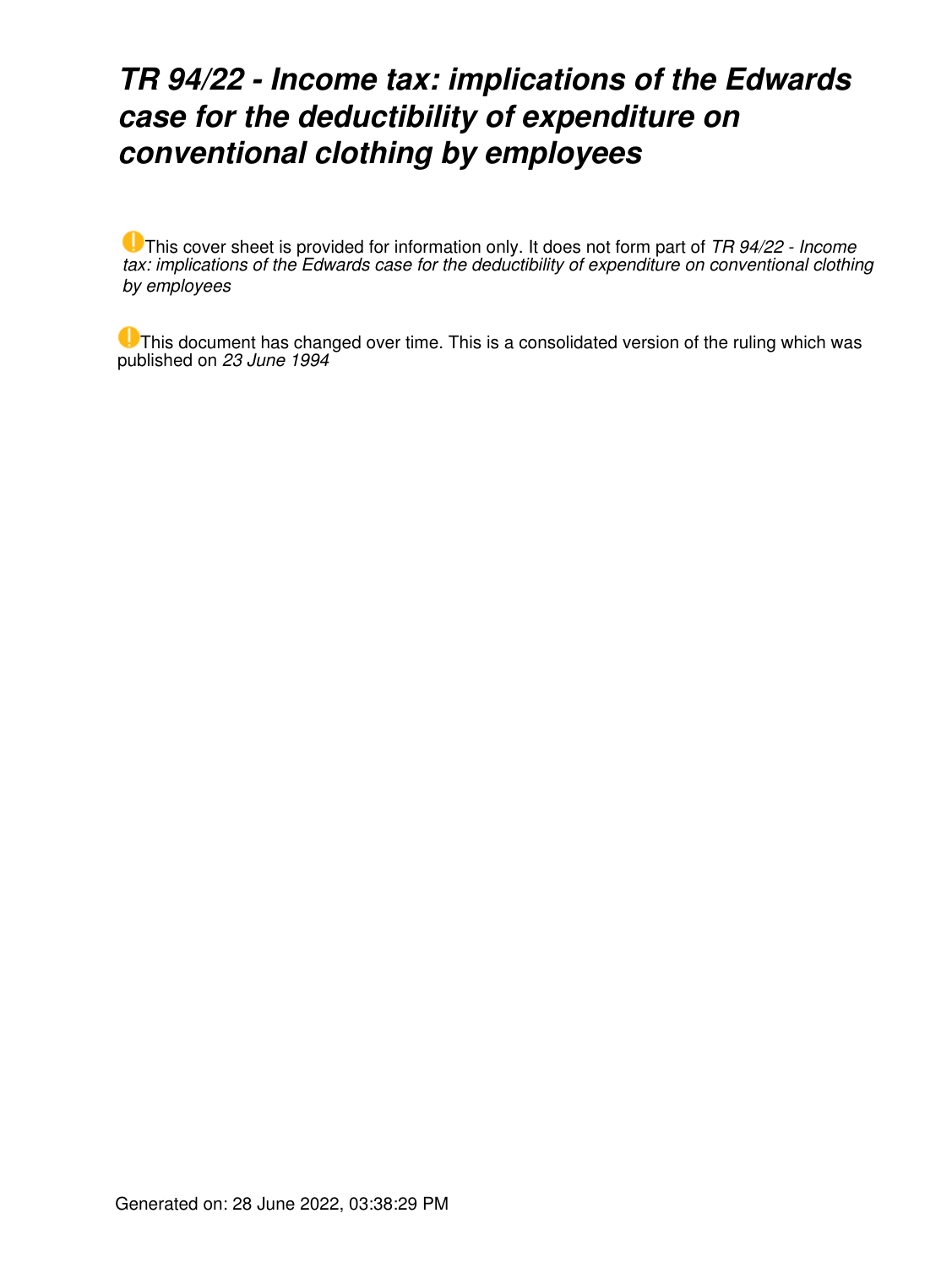# *TR 94/22 - Income tax: implications of the Edwards case for the deductibility of expenditure on conventional clothing by employees*

This cover sheet is provided for information only. It does not form part of *TR 94/22 - Income tax: implications of the Edwards case for the deductibility of expenditure on conventional clothing by employees*

This document has changed over time. This is a consolidated version of the ruling which was published on *23 June 1994*

Generated on: 28 June 2022, 03:38:29 PM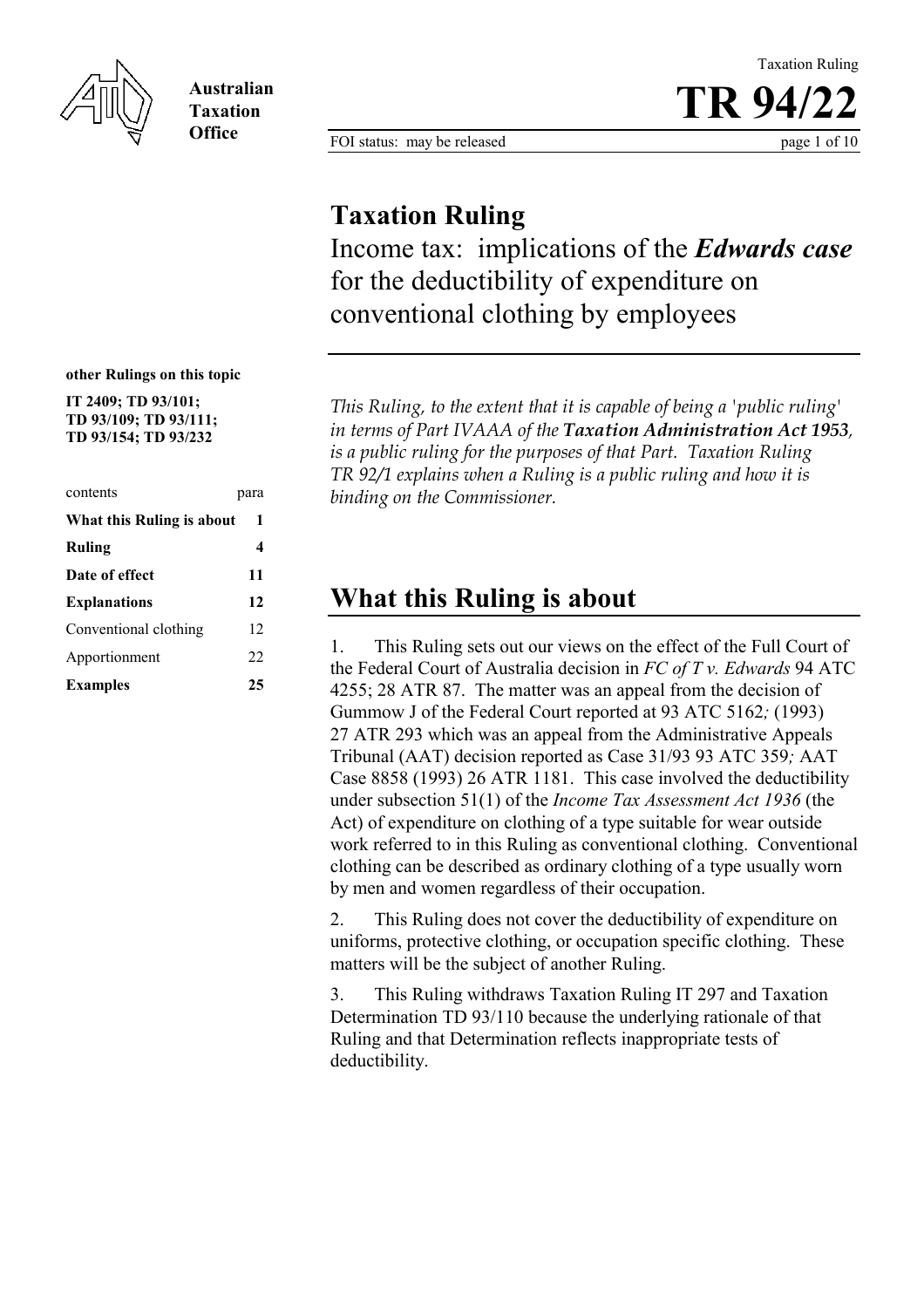# Taxation Ruling
Income tax: implications of the ***Edwards case*** for the deductibility of expenditure on conventional clothing by employees

**other Rulings on this topic**

**IT 2409; TD 93/101; TD 93/109; TD 93/111; TD 93/154; TD 93/232**

| contents | para |
|---|---|
| **What this Ruling is about** | **1** |
| **Ruling** | **4** |
| **Date of effect** | **11** |
| **Explanations** | **12** |
| Conventional clothing | 12 |
| Apportionment | 22 |
| **Examples** | **25** |

*This Ruling, to the extent that it is capable of being a 'public ruling' in terms of Part IVAAA of the **Taxation Administration Act 1953**, is a public ruling for the purposes of that Part. Taxation Ruling TR 92/1 explains when a Ruling is a public ruling and how it is binding on the Commissioner.*

## What this Ruling is about

1. This Ruling sets out our views on the effect of the Full Court of the Federal Court of Australia decision in *FC of T v. Edwards* 94 ATC 4255; 28 ATR 87. The matter was an appeal from the decision of Gummow J of the Federal Court reported at 93 ATC 5162*;* (1993) 27 ATR 293 which was an appeal from the Administrative Appeals Tribunal (AAT) decision reported as Case 31/93 93 ATC 359*;* AAT Case 8858 (1993) 26 ATR 1181. This case involved the deductibility under subsection 51(1) of the *Income Tax Assessment Act 1936* (the Act) of expenditure on clothing of a type suitable for wear outside work referred to in this Ruling as conventional clothing. Conventional clothing can be described as ordinary clothing of a type usually worn by men and women regardless of their occupation.

2. This Ruling does not cover the deductibility of expenditure on uniforms, protective clothing, or occupation specific clothing. These matters will be the subject of another Ruling.

3. This Ruling withdraws Taxation Ruling IT 297 and Taxation Determination TD 93/110 because the underlying rationale of that Ruling and that Determination reflects inappropriate tests of deductibility.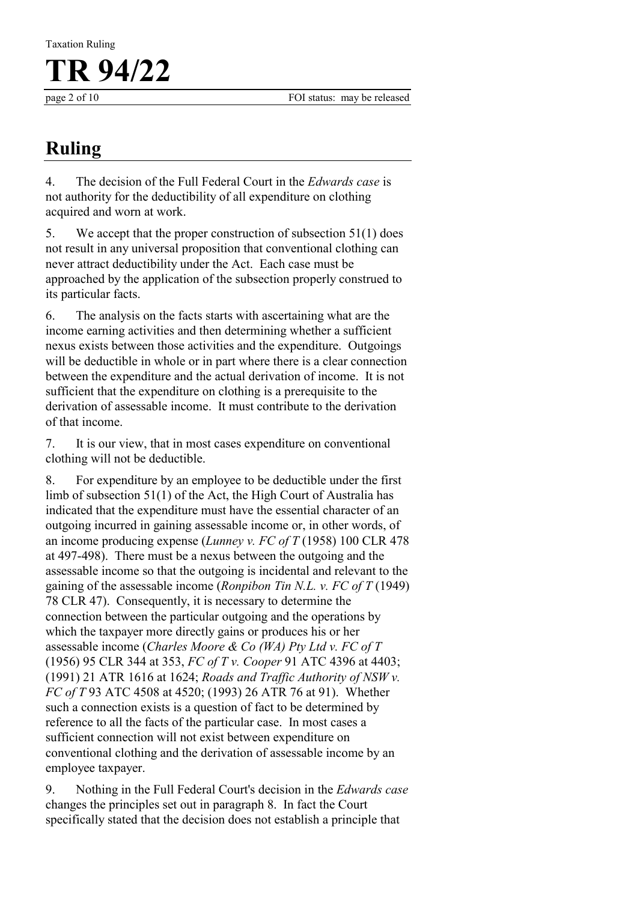## Ruling

4. The decision of the Full Federal Court in the *Edwards case* is not authority for the deductibility of all expenditure on clothing acquired and worn at work.

5. We accept that the proper construction of subsection 51(1) does not result in any universal proposition that conventional clothing can never attract deductibility under the Act. Each case must be approached by the application of the subsection properly construed to its particular facts.

6. The analysis on the facts starts with ascertaining what are the income earning activities and then determining whether a sufficient nexus exists between those activities and the expenditure. Outgoings will be deductible in whole or in part where there is a clear connection between the expenditure and the actual derivation of income. It is not sufficient that the expenditure on clothing is a prerequisite to the derivation of assessable income. It must contribute to the derivation of that income.

7. It is our view, that in most cases expenditure on conventional clothing will not be deductible.

8. For expenditure by an employee to be deductible under the first limb of subsection 51(1) of the Act, the High Court of Australia has indicated that the expenditure must have the essential character of an outgoing incurred in gaining assessable income or, in other words, of an income producing expense (*Lunney v. FC of T* (1958) 100 CLR 478 at 497-498). There must be a nexus between the outgoing and the assessable income so that the outgoing is incidental and relevant to the gaining of the assessable income (*Ronpibon Tin N.L. v. FC of T* (1949) 78 CLR 47). Consequently, it is necessary to determine the connection between the particular outgoing and the operations by which the taxpayer more directly gains or produces his or her assessable income (*Charles Moore & Co (WA) Pty Ltd v. FC of T* (1956) 95 CLR 344 at 353, *FC of T v. Cooper* 91 ATC 4396 at 4403; (1991) 21 ATR 1616 at 1624; *Roads and Traffic Authority of NSW v. FC of T* 93 ATC 4508 at 4520; (1993) 26 ATR 76 at 91). Whether such a connection exists is a question of fact to be determined by reference to all the facts of the particular case. In most cases a sufficient connection will not exist between expenditure on conventional clothing and the derivation of assessable income by an employee taxpayer.

9. Nothing in the Full Federal Court's decision in the *Edwards case* changes the principles set out in paragraph 8. In fact the Court specifically stated that the decision does not establish a principle that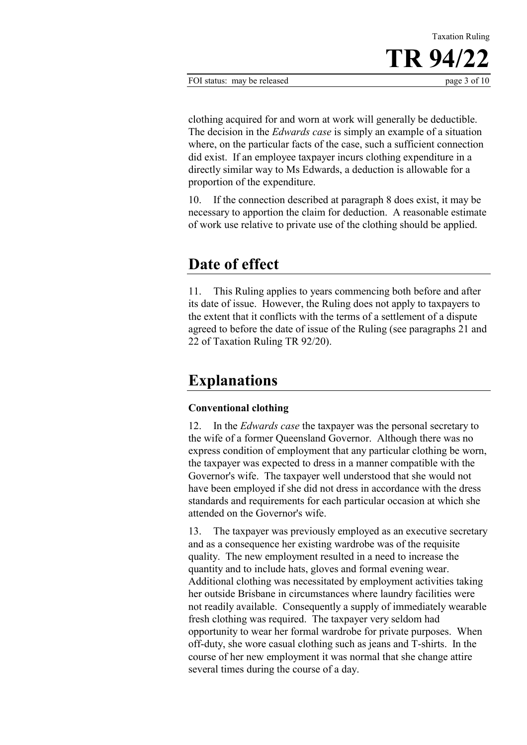clothing acquired for and worn at work will generally be deductible. The decision in the *Edwards case* is simply an example of a situation where, on the particular facts of the case, such a sufficient connection did exist. If an employee taxpayer incurs clothing expenditure in a directly similar way to Ms Edwards, a deduction is allowable for a proportion of the expenditure.

10. If the connection described at paragraph 8 does exist, it may be necessary to apportion the claim for deduction. A reasonable estimate of work use relative to private use of the clothing should be applied.

## Date of effect

11. This Ruling applies to years commencing both before and after its date of issue. However, the Ruling does not apply to taxpayers to the extent that it conflicts with the terms of a settlement of a dispute agreed to before the date of issue of the Ruling (see paragraphs 21 and 22 of Taxation Ruling TR 92/20).

## Explanations

### Conventional clothing

12. In the *Edwards case* the taxpayer was the personal secretary to the wife of a former Queensland Governor. Although there was no express condition of employment that any particular clothing be worn, the taxpayer was expected to dress in a manner compatible with the Governor's wife. The taxpayer well understood that she would not have been employed if she did not dress in accordance with the dress standards and requirements for each particular occasion at which she attended on the Governor's wife.

13. The taxpayer was previously employed as an executive secretary and as a consequence her existing wardrobe was of the requisite quality. The new employment resulted in a need to increase the quantity and to include hats, gloves and formal evening wear. Additional clothing was necessitated by employment activities taking her outside Brisbane in circumstances where laundry facilities were not readily available. Consequently a supply of immediately wearable fresh clothing was required. The taxpayer very seldom had opportunity to wear her formal wardrobe for private purposes. When off-duty, she wore casual clothing such as jeans and T-shirts. In the course of her new employment it was normal that she change attire several times during the course of a day.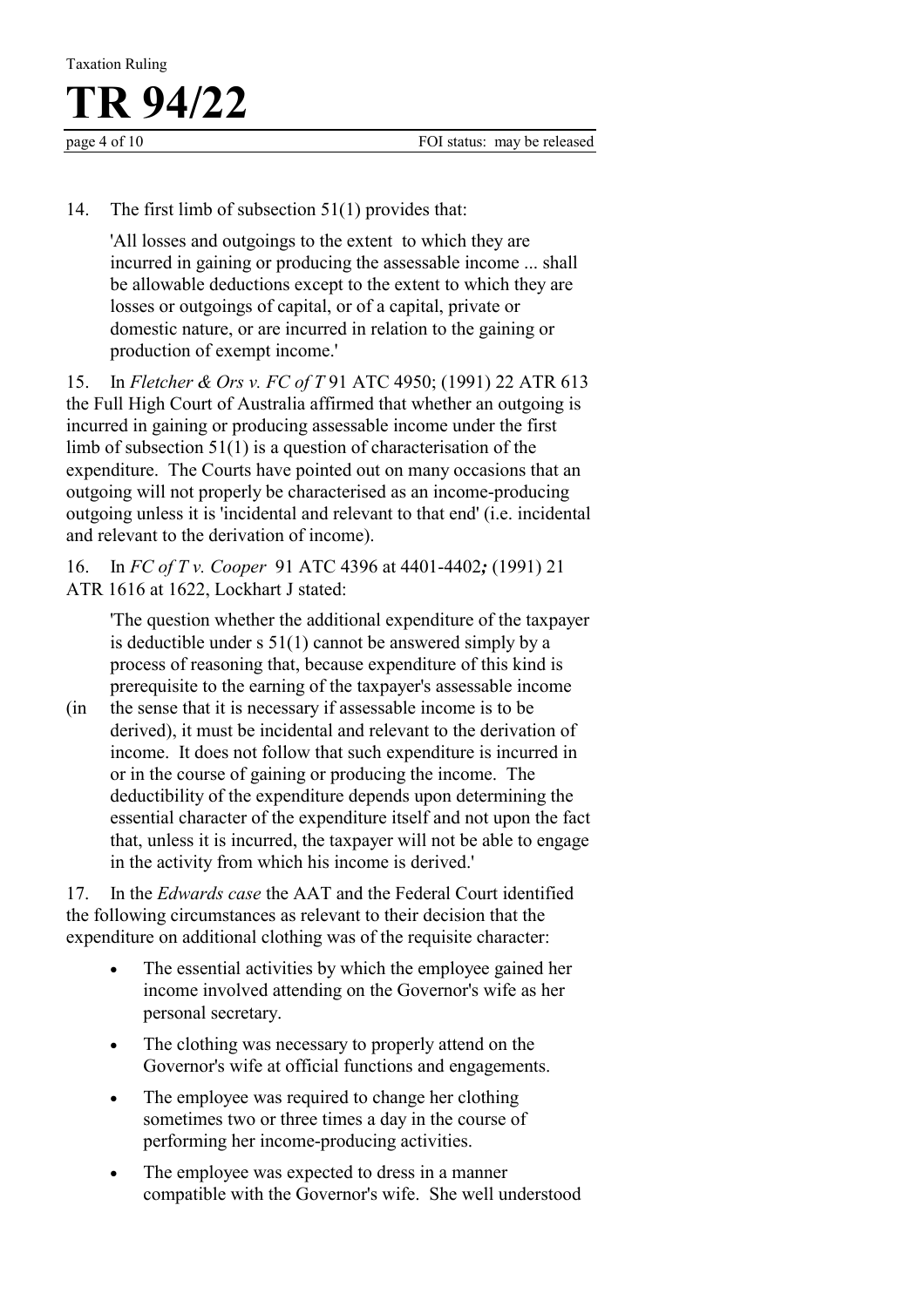14. The first limb of subsection 51(1) provides that:

> 'All losses and outgoings to the extent to which they are incurred in gaining or producing the assessable income ... shall be allowable deductions except to the extent to which they are losses or outgoings of capital, or of a capital, private or domestic nature, or are incurred in relation to the gaining or production of exempt income.'

15. In *Fletcher & Ors v. FC of T* 91 ATC 4950; (1991) 22 ATR 613 the Full High Court of Australia affirmed that whether an outgoing is incurred in gaining or producing assessable income under the first limb of subsection 51(1) is a question of characterisation of the expenditure. The Courts have pointed out on many occasions that an outgoing will not properly be characterised as an income-producing outgoing unless it is 'incidental and relevant to that end' (i.e. incidental and relevant to the derivation of income).

16. In *FC of T v. Cooper* 91 ATC 4396 at 4401-4402***;*** (1991) 21 ATR 1616 at 1622, Lockhart J stated:

> 'The question whether the additional expenditure of the taxpayer is deductible under s 51(1) cannot be answered simply by a process of reasoning that, because expenditure of this kind is prerequisite to the earning of the taxpayer's assessable income (in the sense that it is necessary if assessable income is to be derived), it must be incidental and relevant to the derivation of income. It does not follow that such expenditure is incurred in or in the course of gaining or producing the income. The deductibility of the expenditure depends upon determining the essential character of the expenditure itself and not upon the fact that, unless it is incurred, the taxpayer will not be able to engage in the activity from which his income is derived.'

17. In the *Edwards case* the AAT and the Federal Court identified the following circumstances as relevant to their decision that the expenditure on additional clothing was of the requisite character:

- The essential activities by which the employee gained her income involved attending on the Governor's wife as her personal secretary.
- The clothing was necessary to properly attend on the Governor's wife at official functions and engagements.
- The employee was required to change her clothing sometimes two or three times a day in the course of performing her income-producing activities.
- The employee was expected to dress in a manner compatible with the Governor's wife. She well understood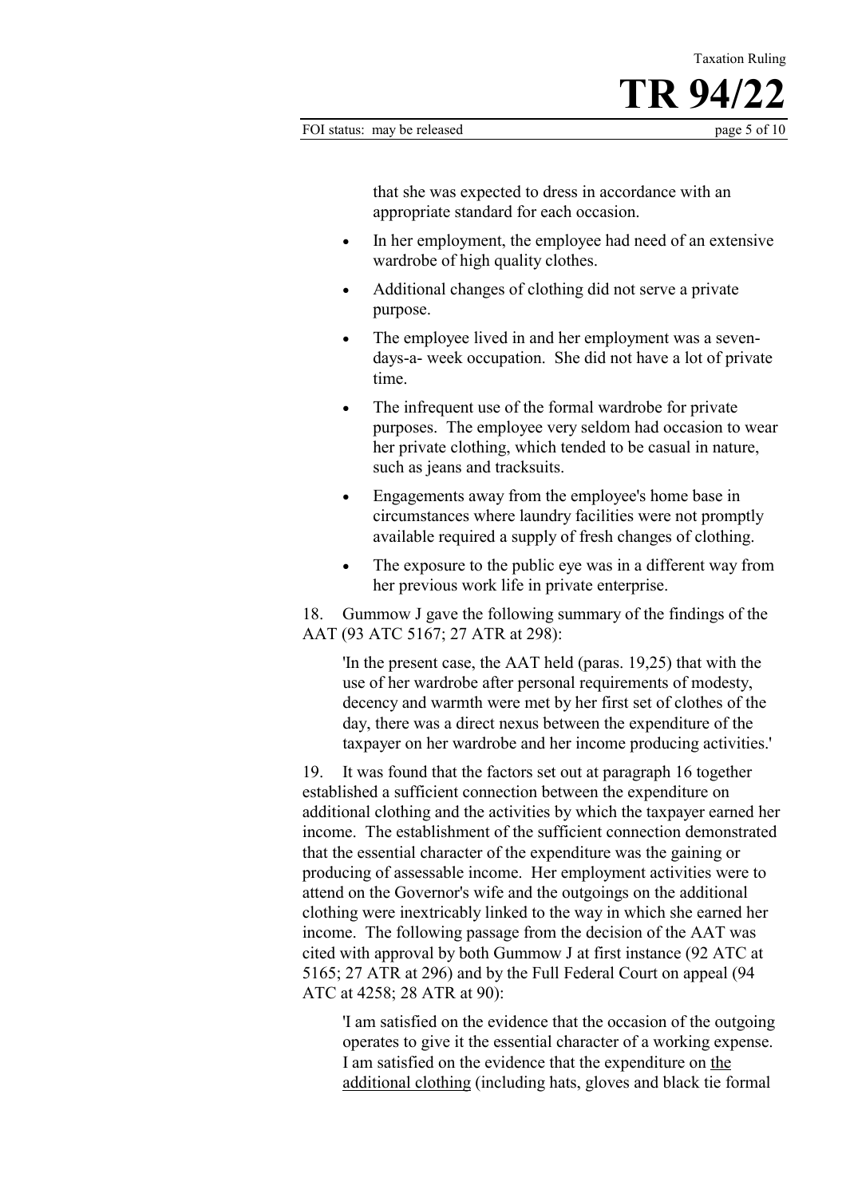that she was expected to dress in accordance with an appropriate standard for each occasion.

- In her employment, the employee had need of an extensive wardrobe of high quality clothes.
- Additional changes of clothing did not serve a private purpose.
- The employee lived in and her employment was a seven-days-a- week occupation. She did not have a lot of private time.
- The infrequent use of the formal wardrobe for private purposes. The employee very seldom had occasion to wear her private clothing, which tended to be casual in nature, such as jeans and tracksuits.
- Engagements away from the employee's home base in circumstances where laundry facilities were not promptly available required a supply of fresh changes of clothing.
- The exposure to the public eye was in a different way from her previous work life in private enterprise.

18. Gummow J gave the following summary of the findings of the AAT (93 ATC 5167; 27 ATR at 298):

> 'In the present case, the AAT held (paras. 19,25) that with the use of her wardrobe after personal requirements of modesty, decency and warmth were met by her first set of clothes of the day, there was a direct nexus between the expenditure of the taxpayer on her wardrobe and her income producing activities.'

19. It was found that the factors set out at paragraph 16 together established a sufficient connection between the expenditure on additional clothing and the activities by which the taxpayer earned her income. The establishment of the sufficient connection demonstrated that the essential character of the expenditure was the gaining or producing of assessable income. Her employment activities were to attend on the Governor's wife and the outgoings on the additional clothing were inextricably linked to the way in which she earned her income. The following passage from the decision of the AAT was cited with approval by both Gummow J at first instance (92 ATC at 5165; 27 ATR at 296) and by the Full Federal Court on appeal (94 ATC at 4258; 28 ATR at 90):

> 'I am satisfied on the evidence that the occasion of the outgoing operates to give it the essential character of a working expense. I am satisfied on the evidence that the expenditure on <u>the additional clothing</u> (including hats, gloves and black tie formal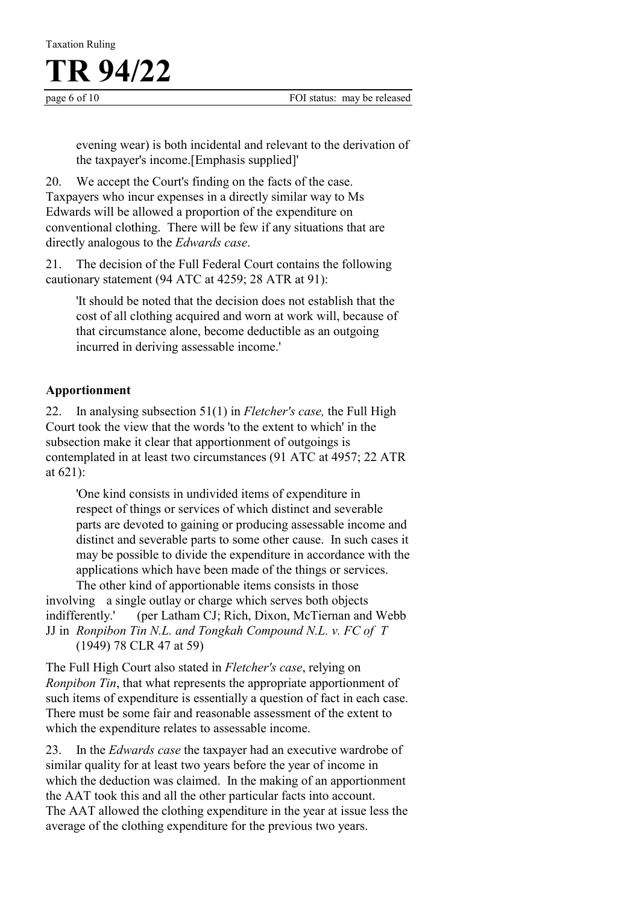> evening wear) is both incidental and relevant to the derivation of the taxpayer's income.[Emphasis supplied]'

20. We accept the Court's finding on the facts of the case. Taxpayers who incur expenses in a directly similar way to Ms Edwards will be allowed a proportion of the expenditure on conventional clothing. There will be few if any situations that are directly analogous to the *Edwards case*.

21. The decision of the Full Federal Court contains the following cautionary statement (94 ATC at 4259; 28 ATR at 91):

> 'It should be noted that the decision does not establish that the cost of all clothing acquired and worn at work will, because of that circumstance alone, become deductible as an outgoing incurred in deriving assessable income.'

**Apportionment**

22. In analysing subsection 51(1) in *Fletcher's case,* the Full High Court took the view that the words 'to the extent to which' in the subsection make it clear that apportionment of outgoings is contemplated in at least two circumstances (91 ATC at 4957; 22 ATR at 621):

> 'One kind consists in undivided items of expenditure in respect of things or services of which distinct and severable parts are devoted to gaining or producing assessable income and distinct and severable parts to some other cause. In such cases it may be possible to divide the expenditure in accordance with the applications which have been made of the things or services. The other kind of apportionable items consists in those involving a single outlay or charge which serves both objects indifferently.' (per Latham CJ; Rich, Dixon, McTiernan and Webb JJ in *Ronpibon Tin N.L. and Tongkah Compound N.L. v. FC of T* (1949) 78 CLR 47 at 59)

The Full High Court also stated in *Fletcher's case*, relying on *Ronpibon Tin*, that what represents the appropriate apportionment of such items of expenditure is essentially a question of fact in each case. There must be some fair and reasonable assessment of the extent to which the expenditure relates to assessable income.

23. In the *Edwards case* the taxpayer had an executive wardrobe of similar quality for at least two years before the year of income in which the deduction was claimed. In the making of an apportionment the AAT took this and all the other particular facts into account. The AAT allowed the clothing expenditure in the year at issue less the average of the clothing expenditure for the previous two years.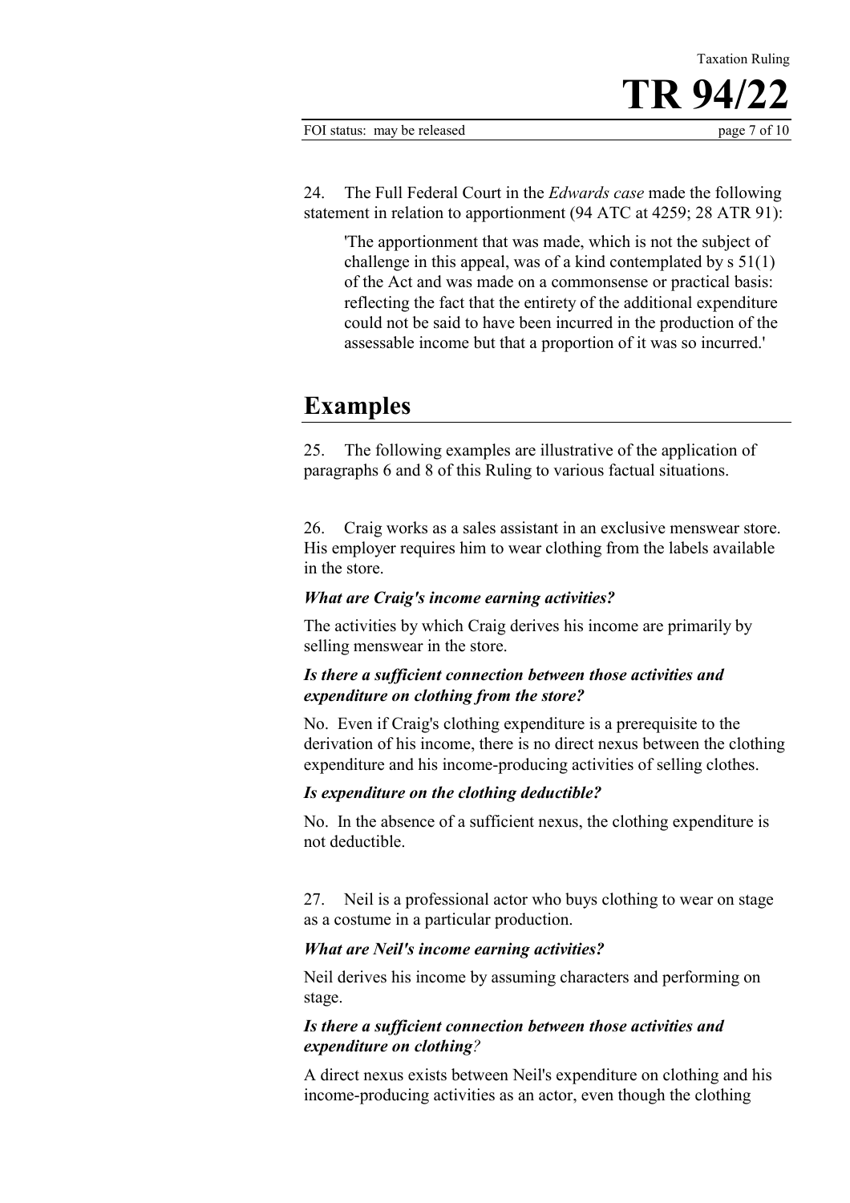24. The Full Federal Court in the *Edwards case* made the following statement in relation to apportionment (94 ATC at 4259; 28 ATR 91):

> 'The apportionment that was made, which is not the subject of challenge in this appeal, was of a kind contemplated by s 51(1) of the Act and was made on a commonsense or practical basis: reflecting the fact that the entirety of the additional expenditure could not be said to have been incurred in the production of the assessable income but that a proportion of it was so incurred.'

# Examples

25. The following examples are illustrative of the application of paragraphs 6 and 8 of this Ruling to various factual situations.

26. Craig works as a sales assistant in an exclusive menswear store. His employer requires him to wear clothing from the labels available in the store.

***What are Craig's income earning activities?***

The activities by which Craig derives his income are primarily by selling menswear in the store.

***Is there a sufficient connection between those activities and expenditure on clothing from the store?***

No. Even if Craig's clothing expenditure is a prerequisite to the derivation of his income, there is no direct nexus between the clothing expenditure and his income-producing activities of selling clothes.

***Is expenditure on the clothing deductible?***

No. In the absence of a sufficient nexus, the clothing expenditure is not deductible.

27. Neil is a professional actor who buys clothing to wear on stage as a costume in a particular production.

***What are Neil's income earning activities?***

Neil derives his income by assuming characters and performing on stage.

***Is there a sufficient connection between those activities and expenditure on clothing?***

A direct nexus exists between Neil's expenditure on clothing and his income-producing activities as an actor, even though the clothing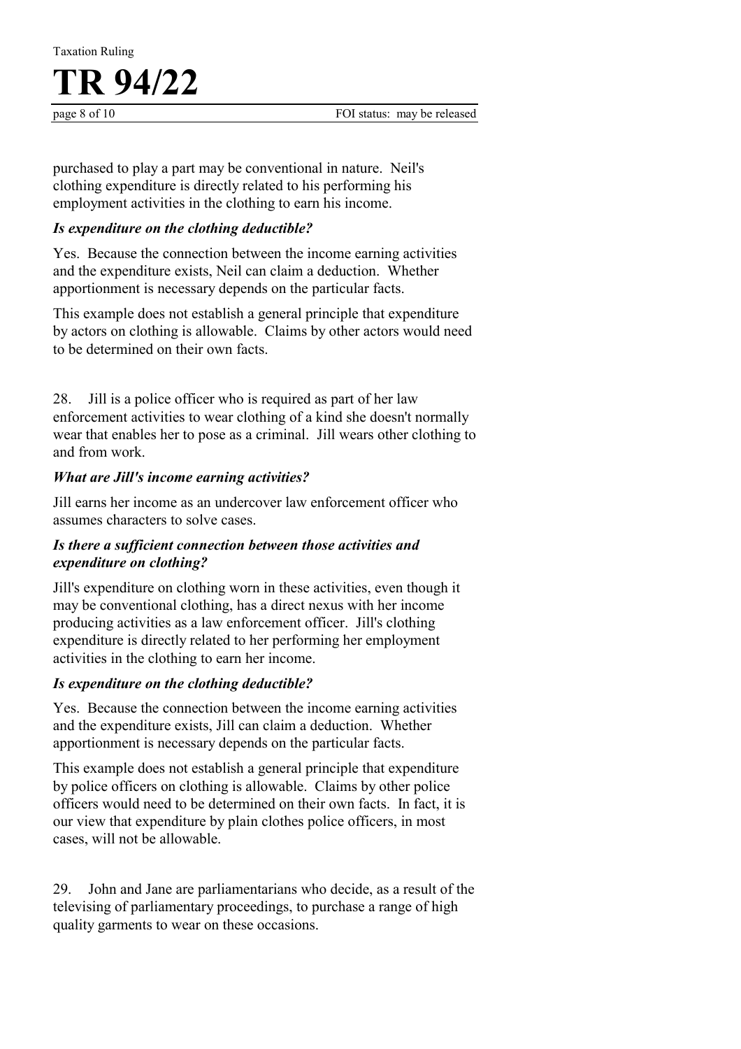purchased to play a part may be conventional in nature. Neil's clothing expenditure is directly related to his performing his employment activities in the clothing to earn his income.

***Is expenditure on the clothing deductible?***

Yes. Because the connection between the income earning activities and the expenditure exists, Neil can claim a deduction. Whether apportionment is necessary depends on the particular facts.

This example does not establish a general principle that expenditure by actors on clothing is allowable. Claims by other actors would need to be determined on their own facts.

28. Jill is a police officer who is required as part of her law enforcement activities to wear clothing of a kind she doesn't normally wear that enables her to pose as a criminal. Jill wears other clothing to and from work.

***What are Jill's income earning activities?***

Jill earns her income as an undercover law enforcement officer who assumes characters to solve cases.

***Is there a sufficient connection between those activities and expenditure on clothing?***

Jill's expenditure on clothing worn in these activities, even though it may be conventional clothing, has a direct nexus with her income producing activities as a law enforcement officer. Jill's clothing expenditure is directly related to her performing her employment activities in the clothing to earn her income.

***Is expenditure on the clothing deductible?***

Yes. Because the connection between the income earning activities and the expenditure exists, Jill can claim a deduction. Whether apportionment is necessary depends on the particular facts.

This example does not establish a general principle that expenditure by police officers on clothing is allowable. Claims by other police officers would need to be determined on their own facts. In fact, it is our view that expenditure by plain clothes police officers, in most cases, will not be allowable.

29. John and Jane are parliamentarians who decide, as a result of the televising of parliamentary proceedings, to purchase a range of high quality garments to wear on these occasions.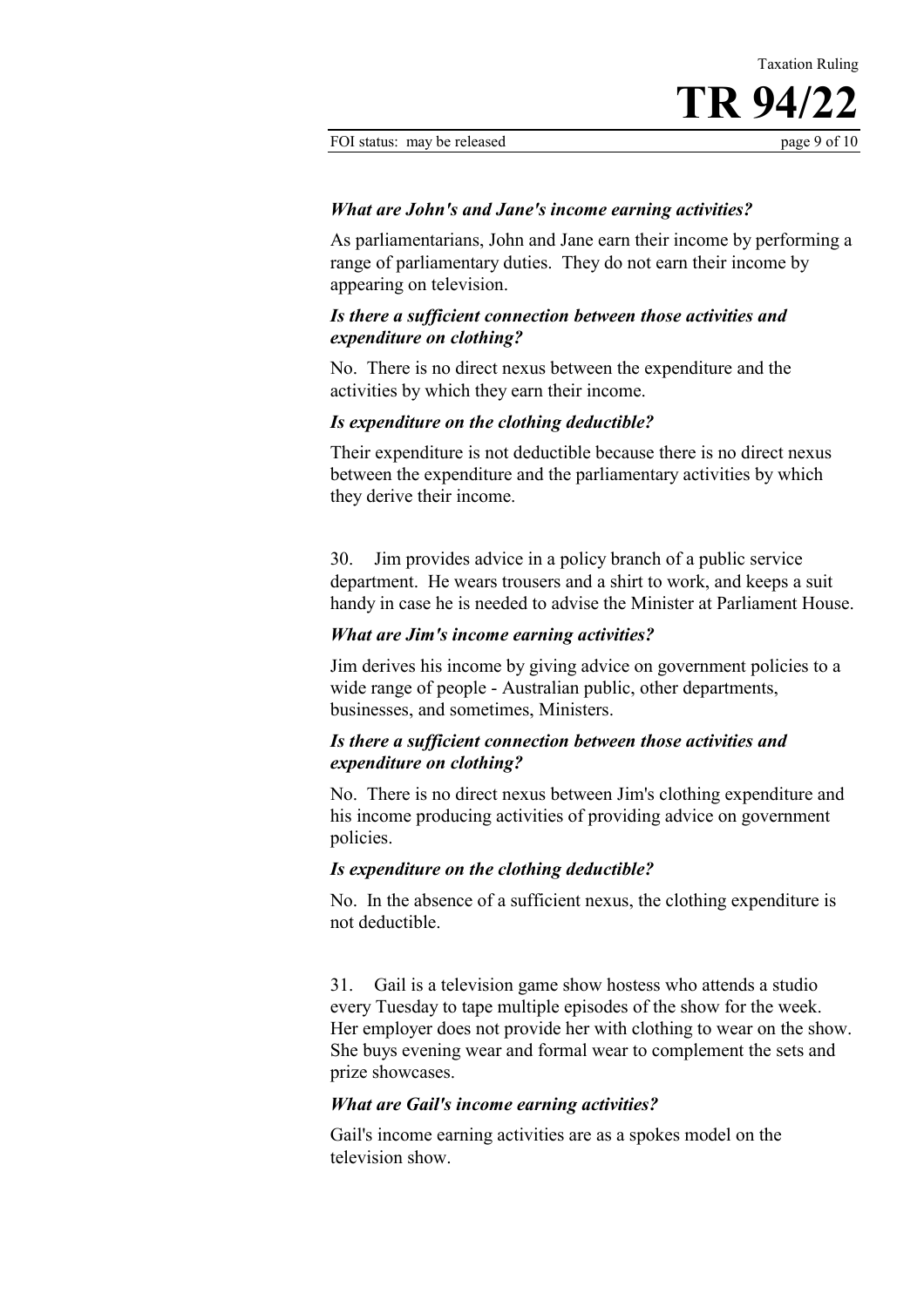***What are John's and Jane's income earning activities?***

As parliamentarians, John and Jane earn their income by performing a range of parliamentary duties. They do not earn their income by appearing on television.

***Is there a sufficient connection between those activities and expenditure on clothing?***

No. There is no direct nexus between the expenditure and the activities by which they earn their income.

***Is expenditure on the clothing deductible?***

Their expenditure is not deductible because there is no direct nexus between the expenditure and the parliamentary activities by which they derive their income.

30. Jim provides advice in a policy branch of a public service department. He wears trousers and a shirt to work, and keeps a suit handy in case he is needed to advise the Minister at Parliament House.

***What are Jim's income earning activities?***

Jim derives his income by giving advice on government policies to a wide range of people - Australian public, other departments, businesses, and sometimes, Ministers.

***Is there a sufficient connection between those activities and expenditure on clothing?***

No. There is no direct nexus between Jim's clothing expenditure and his income producing activities of providing advice on government policies.

***Is expenditure on the clothing deductible?***

No. In the absence of a sufficient nexus, the clothing expenditure is not deductible.

31. Gail is a television game show hostess who attends a studio every Tuesday to tape multiple episodes of the show for the week. Her employer does not provide her with clothing to wear on the show. She buys evening wear and formal wear to complement the sets and prize showcases.

***What are Gail's income earning activities?***

Gail's income earning activities are as a spokes model on the television show.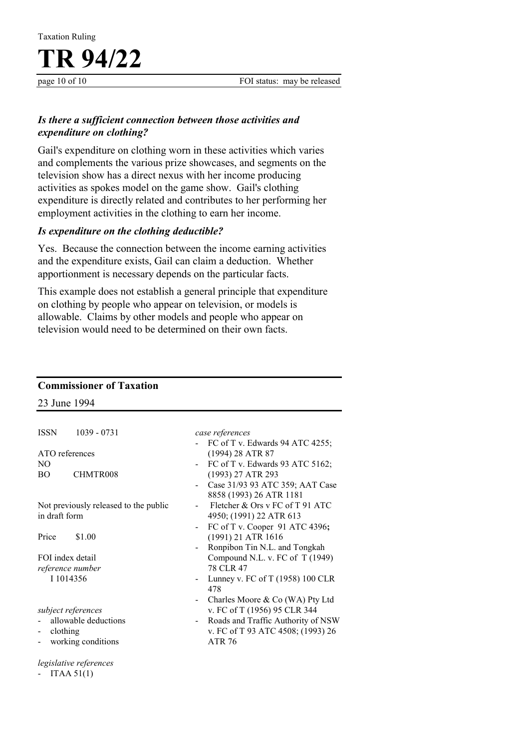### *Is there a sufficient connection between those activities and expenditure on clothing?*

Gail's expenditure on clothing worn in these activities which varies and complements the various prize showcases, and segments on the television show has a direct nexus with her income producing activities as spokes model on the game show. Gail's clothing expenditure is directly related and contributes to her performing her employment activities in the clothing to earn her income.

### *Is expenditure on the clothing deductible?*

Yes. Because the connection between the income earning activities and the expenditure exists, Gail can claim a deduction. Whether apportionment is necessary depends on the particular facts.

This example does not establish a general principle that expenditure on clothing by people who appear on television, or models is allowable. Claims by other models and people who appear on television would need to be determined on their own facts.

**Commissioner of Taxation**

23 June 1994

ISSN 1039 - 0731

ATO references
NO
BO CHMTR008

Not previously released to the public in draft form

Price $1.00

FOI index detail
*reference number*
I 1014356

*subject references*
- allowable deductions
- clothing
- working conditions

*legislative references*
- ITAA 51(1)

*case references*
- FC of T v. Edwards 94 ATC 4255; (1994) 28 ATR 87
- FC of T v. Edwards 93 ATC 5162; (1993) 27 ATR 293
- Case 31/93 93 ATC 359; AAT Case 8858 (1993) 26 ATR 1181
- Fletcher & Ors v FC of T 91 ATC 4950; (1991) 22 ATR 613
- FC of T v. Cooper 91 ATC 4396; (1991) 21 ATR 1616
- Ronpibon Tin N.L. and Tongkah Compound N.L. v. FC of T (1949) 78 CLR 47
- Lunney v. FC of T (1958) 100 CLR 478
- Charles Moore & Co (WA) Pty Ltd v. FC of T (1956) 95 CLR 344
- Roads and Traffic Authority of NSW v. FC of T 93 ATC 4508; (1993) 26 ATR 76